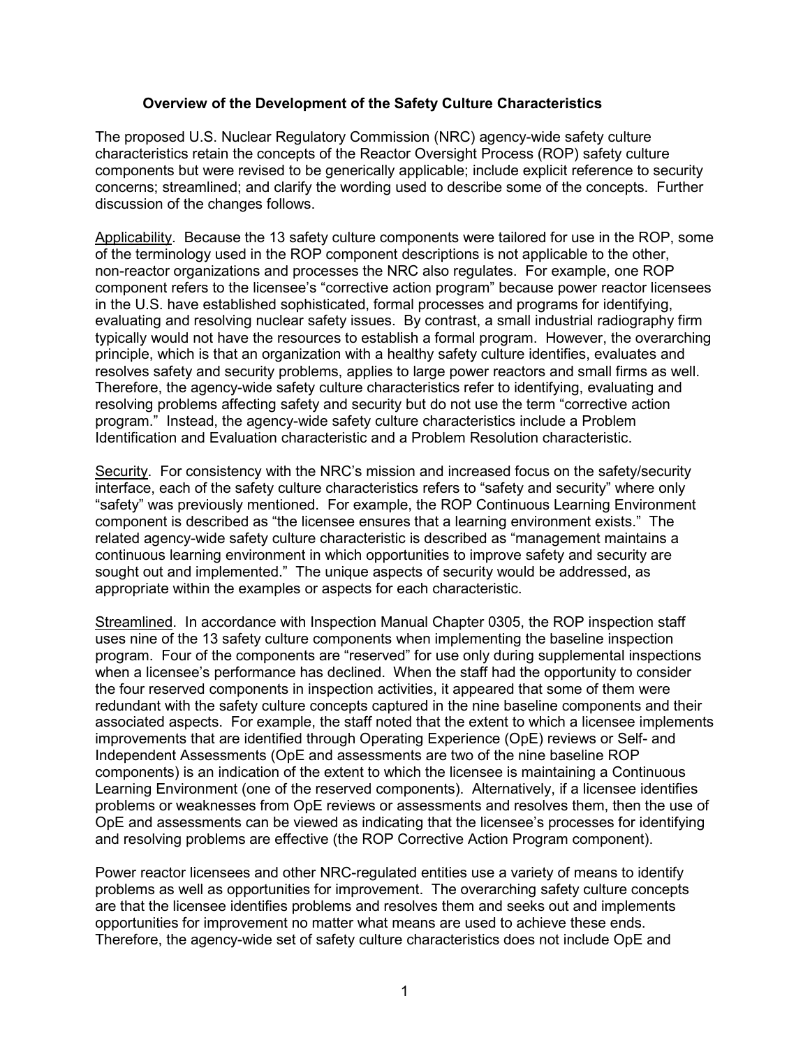### Overview of the Development of the Safety Culture Characteristics

The proposed U.S. Nuclear Regulatory Commission (NRC) agency-wide safety culture characteristics retain the concepts of the Reactor Oversight Process (ROP) safety culture components but were revised to be generically applicable; include explicit reference to security concerns; streamlined; and clarify the wording used to describe some of the concepts. Further discussion of the changes follows.

Applicability. Because the 13 safety culture components were tailored for use in the ROP, some of the terminology used in the ROP component descriptions is not applicable to the other, non-reactor organizations and processes the NRC also regulates. For example, one ROP component refers to the licensee's "corrective action program" because power reactor licensees in the U.S. have established sophisticated, formal processes and programs for identifying, evaluating and resolving nuclear safety issues. By contrast, a small industrial radiography firm typically would not have the resources to establish a formal program. However, the overarching principle, which is that an organization with a healthy safety culture identifies, evaluates and resolves safety and security problems, applies to large power reactors and small firms as well. Therefore, the agency-wide safety culture characteristics refer to identifying, evaluating and resolving problems affecting safety and security but do not use the term "corrective action program." Instead, the agency-wide safety culture characteristics include a Problem Identification and Evaluation characteristic and a Problem Resolution characteristic.

Security. For consistency with the NRC's mission and increased focus on the safety/security interface, each of the safety culture characteristics refers to "safety and security" where only "safety" was previously mentioned. For example, the ROP Continuous Learning Environment component is described as "the licensee ensures that a learning environment exists." The related agency-wide safety culture characteristic is described as "management maintains a continuous learning environment in which opportunities to improve safety and security are sought out and implemented." The unique aspects of security would be addressed, as appropriate within the examples or aspects for each characteristic.

Streamlined. In accordance with Inspection Manual Chapter 0305, the ROP inspection staff uses nine of the 13 safety culture components when implementing the baseline inspection program. Four of the components are "reserved" for use only during supplemental inspections when a licensee's performance has declined. When the staff had the opportunity to consider the four reserved components in inspection activities, it appeared that some of them were redundant with the safety culture concepts captured in the nine baseline components and their associated aspects. For example, the staff noted that the extent to which a licensee implements improvements that are identified through Operating Experience (OpE) reviews or Self- and Independent Assessments (OpE and assessments are two of the nine baseline ROP components) is an indication of the extent to which the licensee is maintaining a Continuous Learning Environment (one of the reserved components). Alternatively, if a licensee identifies problems or weaknesses from OpE reviews or assessments and resolves them, then the use of OpE and assessments can be viewed as indicating that the licensee's processes for identifying and resolving problems are effective (the ROP Corrective Action Program component).

Power reactor licensees and other NRC-regulated entities use a variety of means to identify problems as well as opportunities for improvement. The overarching safety culture concepts are that the licensee identifies problems and resolves them and seeks out and implements opportunities for improvement no matter what means are used to achieve these ends. Therefore, the agency-wide set of safety culture characteristics does not include OpE and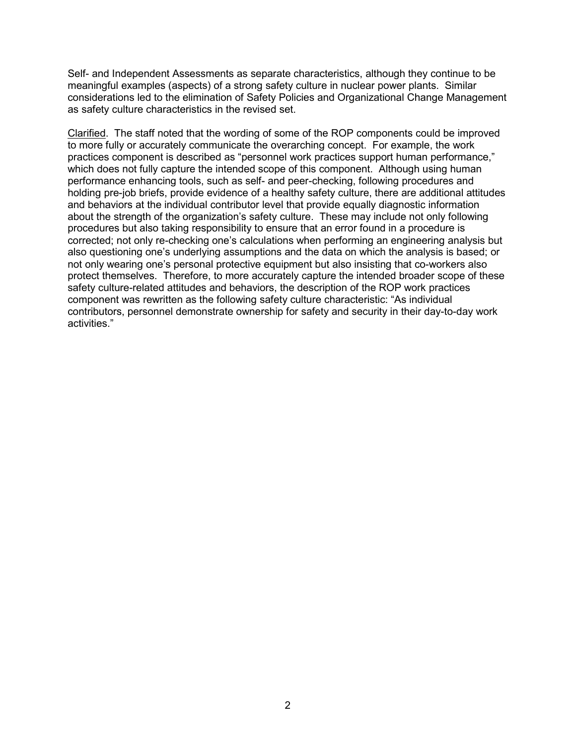Self- and Independent Assessments as separate characteristics, although they continue to be meaningful examples (aspects) of a strong safety culture in nuclear power plants. Similar considerations led to the elimination of Safety Policies and Organizational Change Management as safety culture characteristics in the revised set.

<u>Clarified</u>. The staff noted that the wording of some of the ROP components could be improved to more fully or accurately communicate the overarching concept. For example, the work practices component is described as "personnel work practices support human performance," which does not fully capture the intended scope of this component. Although using human performance enhancing tools, such as self- and peer-checking, following procedures and holding pre-job briefs, provide evidence of a healthy safety culture, there are additional attitudes and behaviors at the individual contributor level that provide equally diagnostic information about the strength of the organization's safety culture. These may include not only following procedures but also taking responsibility to ensure that an error found in a procedure is corrected; not only re-checking one's calculations when performing an engineering analysis but also questioning one's underlying assumptions and the data on which the analysis is based; or not only wearing one's personal protective equipment but also insisting that co-workers also protect themselves. Therefore, to more accurately capture the intended broader scope of these safety culture-related attitudes and behaviors, the description of the ROP work practices component was rewritten as the following safety culture characteristic: "As individual contributors, personnel demonstrate ownership for safety and security in their day-to-day work activities."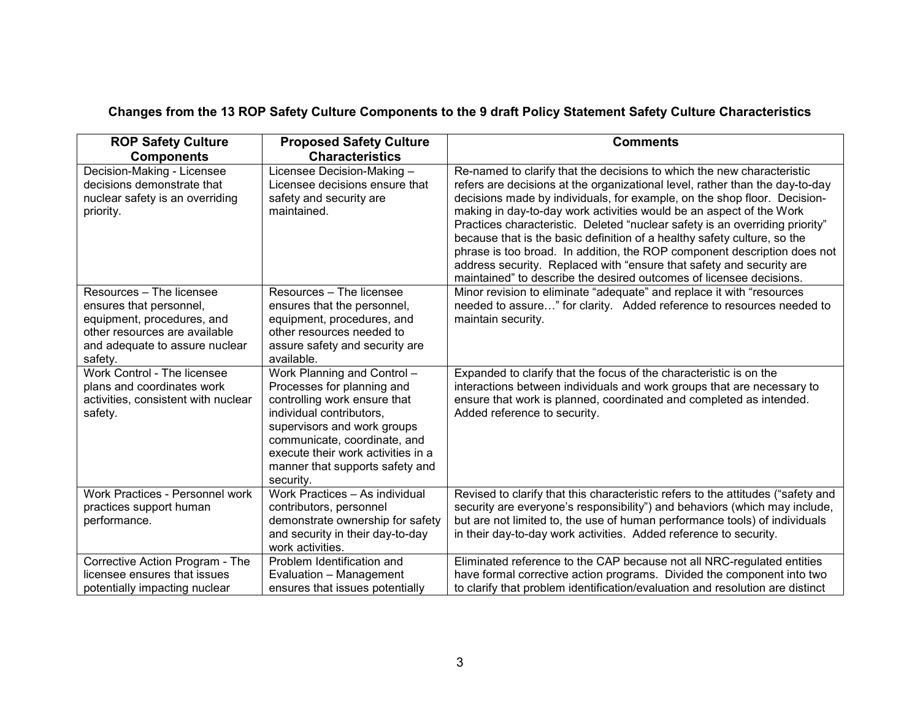**Changes from the 13 ROP Safety Culture Components to the 9 draft Policy Statement Safety Culture Characteristics**

| ROP Safety Culture Components | Proposed Safety Culture Characteristics | Comments |
|---|---|---|
| Decision-Making - Licensee decisions demonstrate that nuclear safety is an overriding priority. | Licensee Decision-Making – Licensee decisions ensure that safety and security are maintained. | Re-named to clarify that the decisions to which the new characteristic refers are decisions at the organizational level, rather than the day-to-day decisions made by individuals, for example, on the shop floor. Decision-making in day-to-day work activities would be an aspect of the Work Practices characteristic. Deleted "nuclear safety is an overriding priority" because that is the basic definition of a healthy safety culture, so the phrase is too broad. In addition, the ROP component description does not address security. Replaced with "ensure that safety and security are maintained" to describe the desired outcomes of licensee decisions. |
| Resources – The licensee ensures that personnel, equipment, procedures, and other resources are available and adequate to assure nuclear safety. | Resources – The licensee ensures that the personnel, equipment, procedures, and other resources needed to assure safety and security are available. | Minor revision to eliminate "adequate" and replace it with "resources needed to assure…" for clarity. Added reference to resources needed to maintain security. |
| Work Control - The licensee plans and coordinates work activities, consistent with nuclear safety. | Work Planning and Control – Processes for planning and controlling work ensure that individual contributors, supervisors and work groups communicate, coordinate, and execute their work activities in a manner that supports safety and security. | Expanded to clarify that the focus of the characteristic is on the interactions between individuals and work groups that are necessary to ensure that work is planned, coordinated and completed as intended. Added reference to security. |
| Work Practices - Personnel work practices support human performance. | Work Practices – As individual contributors, personnel demonstrate ownership for safety and security in their day-to-day work activities. | Revised to clarify that this characteristic refers to the attitudes ("safety and security are everyone's responsibility") and behaviors (which may include, but are not limited to, the use of human performance tools) of individuals in their day-to-day work activities. Added reference to security. |
| Corrective Action Program - The licensee ensures that issues potentially impacting nuclear | Problem Identification and Evaluation – Management ensures that issues potentially | Eliminated reference to the CAP because not all NRC-regulated entities have formal corrective action programs. Divided the component into two to clarify that problem identification/evaluation and resolution are distinct |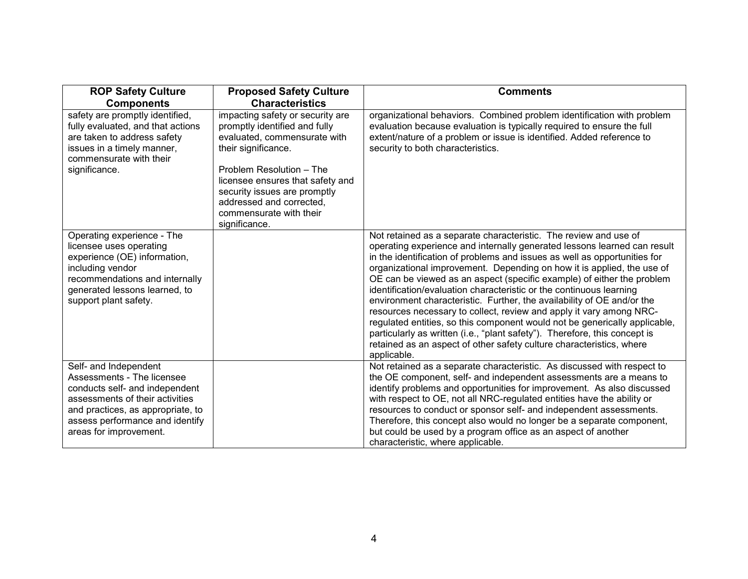| ROP Safety Culture Components | Proposed Safety Culture Characteristics | Comments |
|---|---|---|
| safety are promptly identified, fully evaluated, and that actions are taken to address safety issues in a timely manner, commensurate with their significance. | impacting safety or security are promptly identified and fully evaluated, commensurate with their significance.<br><br>Problem Resolution – The licensee ensures that safety and security issues are promptly addressed and corrected, commensurate with their significance. | organizational behaviors. Combined problem identification with problem evaluation because evaluation is typically required to ensure the full extent/nature of a problem or issue is identified. Added reference to security to both characteristics. |
| Operating experience - The licensee uses operating experience (OE) information, including vendor recommendations and internally generated lessons learned, to support plant safety. | | Not retained as a separate characteristic. The review and use of operating experience and internally generated lessons learned can result in the identification of problems and issues as well as opportunities for organizational improvement. Depending on how it is applied, the use of OE can be viewed as an aspect (specific example) of either the problem identification/evaluation characteristic or the continuous learning environment characteristic. Further, the availability of OE and/or the resources necessary to collect, review and apply it vary among NRC-regulated entities, so this component would not be generically applicable, particularly as written (i.e., "plant safety"). Therefore, this concept is retained as an aspect of other safety culture characteristics, where applicable. |
| Self- and Independent Assessments - The licensee conducts self- and independent assessments of their activities and practices, as appropriate, to assess performance and identify areas for improvement. | | Not retained as a separate characteristic. As discussed with respect to the OE component, self- and independent assessments are a means to identify problems and opportunities for improvement. As also discussed with respect to OE, not all NRC-regulated entities have the ability or resources to conduct or sponsor self- and independent assessments. Therefore, this concept also would no longer be a separate component, but could be used by a program office as an aspect of another characteristic, where applicable. |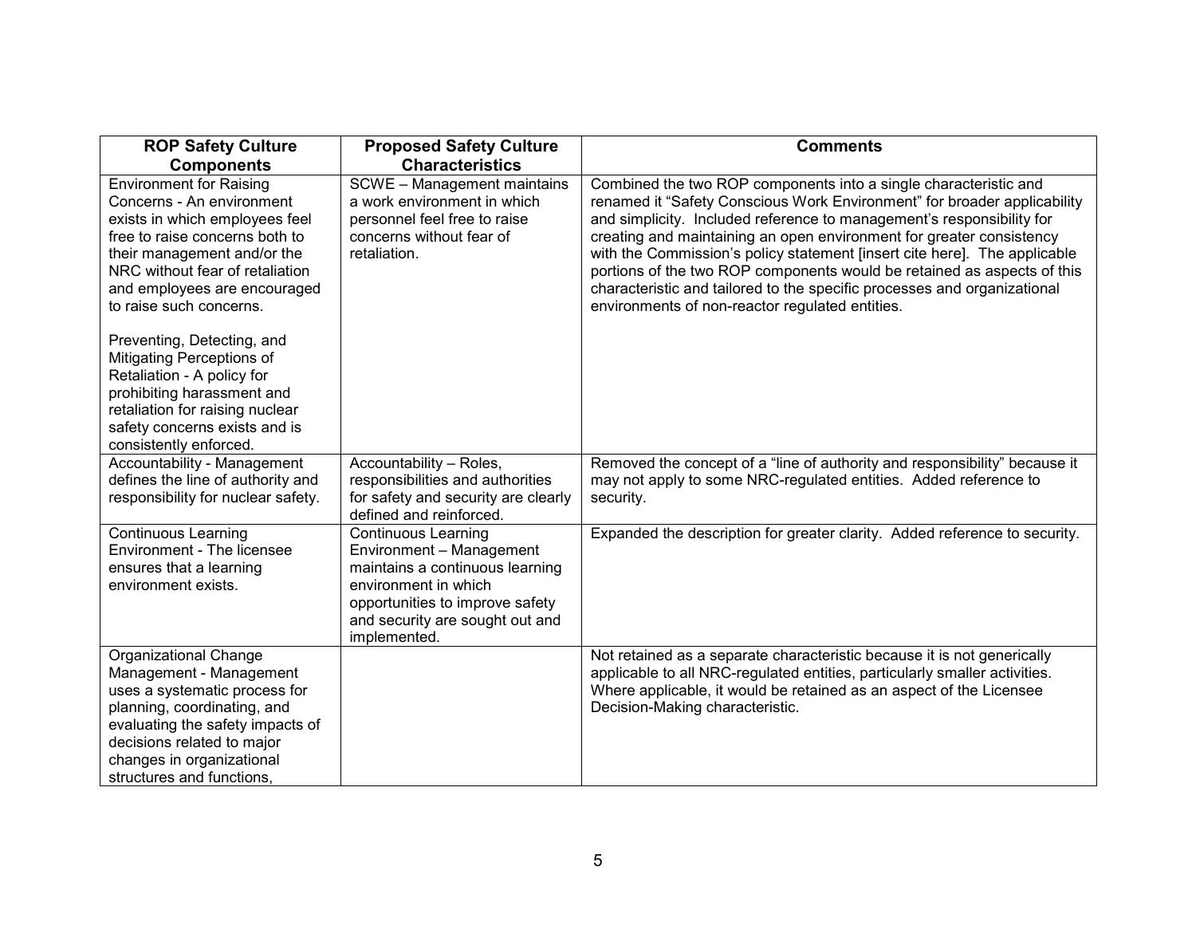| ROP Safety Culture Components | Proposed Safety Culture Characteristics | Comments |
|---|---|---|
| Environment for Raising Concerns - An environment exists in which employees feel free to raise concerns both to their management and/or the NRC without fear of retaliation and employees are encouraged to raise such concerns.<br><br>Preventing, Detecting, and Mitigating Perceptions of Retaliation - A policy for prohibiting harassment and retaliation for raising nuclear safety concerns exists and is consistently enforced. | SCWE – Management maintains a work environment in which personnel feel free to raise concerns without fear of retaliation. | Combined the two ROP components into a single characteristic and renamed it "Safety Conscious Work Environment" for broader applicability and simplicity. Included reference to management's responsibility for creating and maintaining an open environment for greater consistency with the Commission's policy statement [insert cite here]. The applicable portions of the two ROP components would be retained as aspects of this characteristic and tailored to the specific processes and organizational environments of non-reactor regulated entities. |
| Accountability - Management defines the line of authority and responsibility for nuclear safety. | Accountability – Roles, responsibilities and authorities for safety and security are clearly defined and reinforced. | Removed the concept of a "line of authority and responsibility" because it may not apply to some NRC-regulated entities. Added reference to security. |
| Continuous Learning Environment - The licensee ensures that a learning environment exists. | Continuous Learning Environment – Management maintains a continuous learning environment in which opportunities to improve safety and security are sought out and implemented. | Expanded the description for greater clarity. Added reference to security. |
| Organizational Change Management - Management uses a systematic process for planning, coordinating, and evaluating the safety impacts of decisions related to major changes in organizational structures and functions, | | Not retained as a separate characteristic because it is not generically applicable to all NRC-regulated entities, particularly smaller activities. Where applicable, it would be retained as an aspect of the Licensee Decision-Making characteristic. |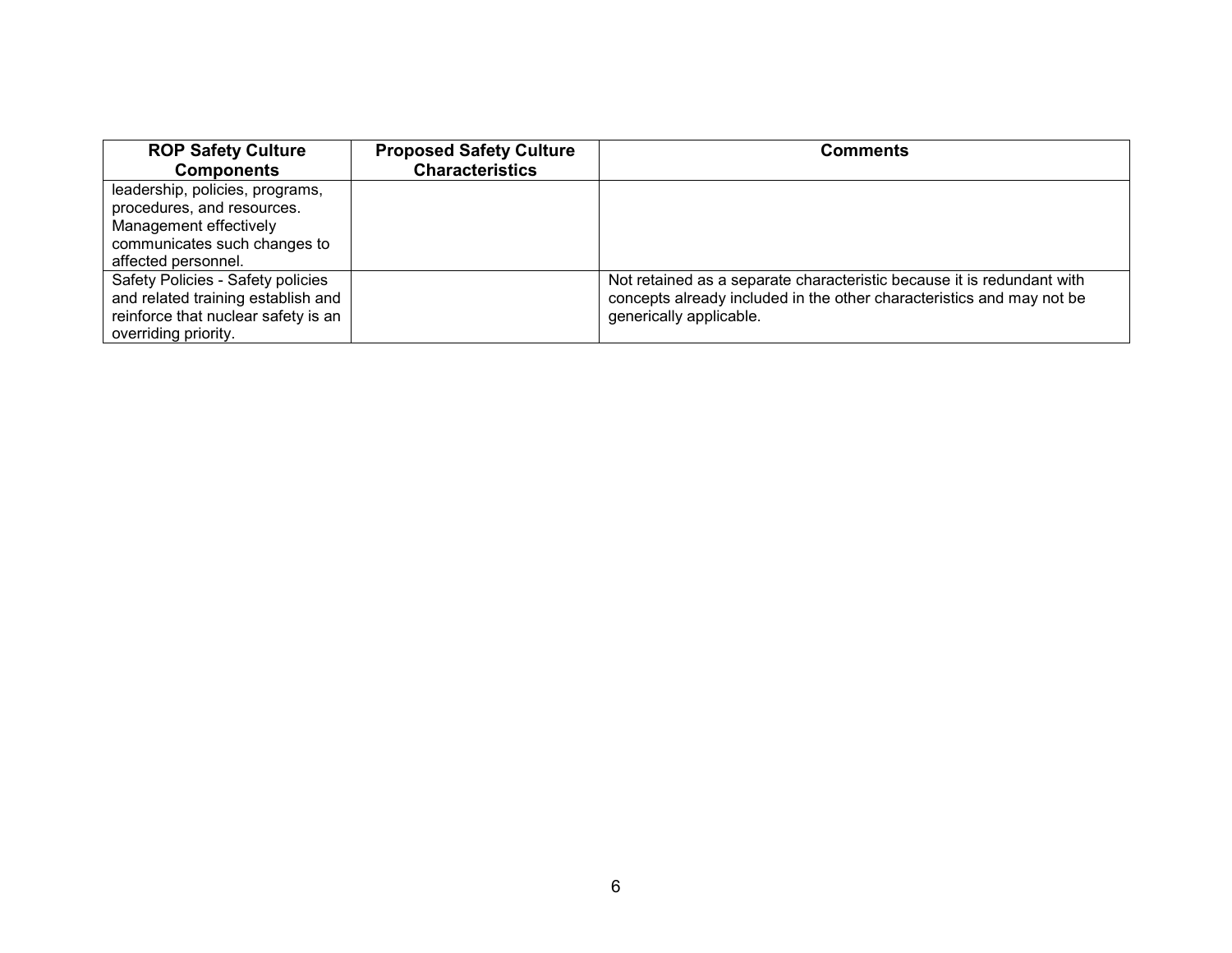| ROP Safety Culture Components | Proposed Safety Culture Characteristics | Comments |
|---|---|---|
| leadership, policies, programs, procedures, and resources. Management effectively communicates such changes to affected personnel. | | |
| Safety Policies - Safety policies and related training establish and reinforce that nuclear safety is an overriding priority. | | Not retained as a separate characteristic because it is redundant with concepts already included in the other characteristics and may not be generically applicable. |